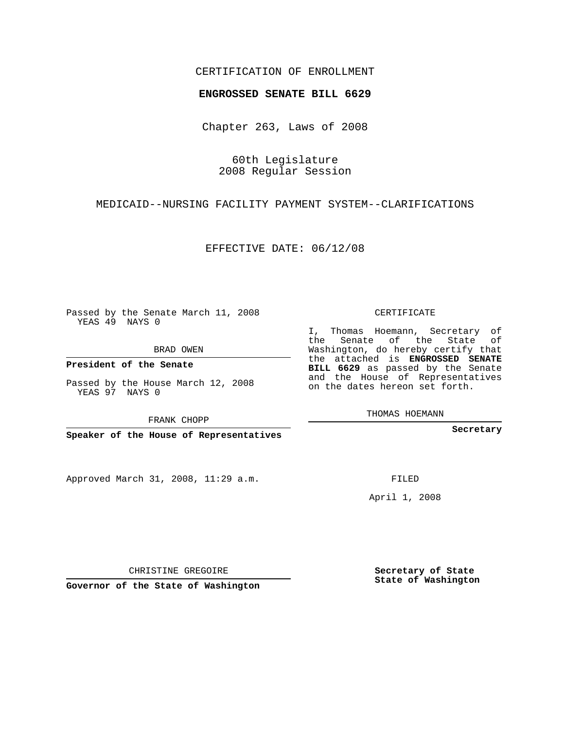CERTIFICATION OF ENROLLMENT

**ENGROSSED SENATE BILL 6629**

Chapter 263, Laws of 2008

60th Legislature
2008 Regular Session

MEDICAID--NURSING FACILITY PAYMENT SYSTEM--CLARIFICATIONS

EFFECTIVE DATE: 06/12/08

Passed by the Senate March 11, 2008
YEAS 49 NAYS 0

BRAD OWEN

**President of the Senate**

Passed by the House March 12, 2008
YEAS 97 NAYS 0

FRANK CHOPP

**Speaker of the House of Representatives**

Approved March 31, 2008, 11:29 a.m.

CHRISTINE GREGOIRE

**Governor of the State of Washington**

CERTIFICATE

I, Thomas Hoemann, Secretary of the Senate of the State of Washington, do hereby certify that the attached is **ENGROSSED SENATE BILL 6629** as passed by the Senate and the House of Representatives on the dates hereon set forth.

THOMAS HOEMANN

**Secretary**

FILED

April 1, 2008

**Secretary of State**
**State of Washington**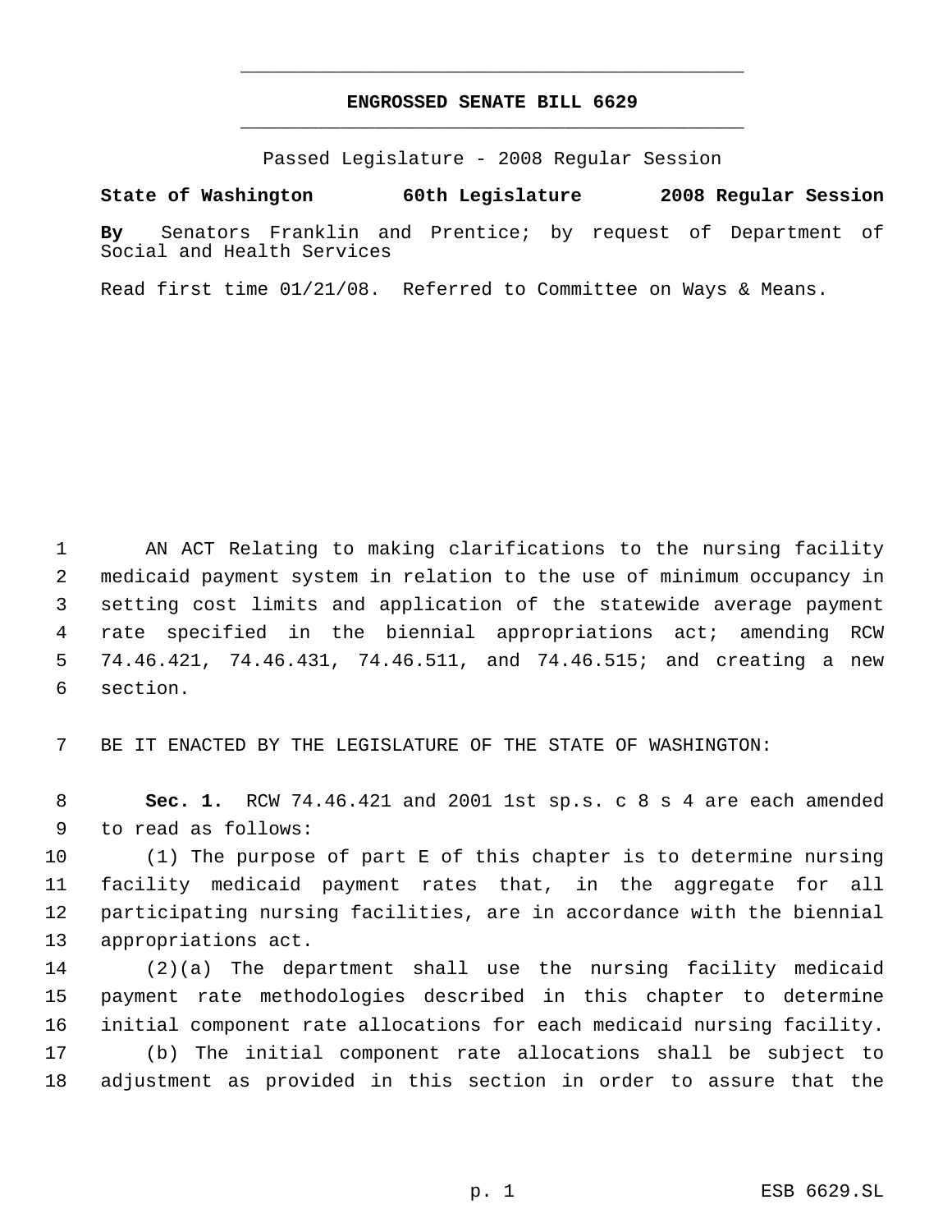# ENGROSSED SENATE BILL 6629

Passed Legislature - 2008 Regular Session

**State of Washington 60th Legislature 2008 Regular Session**

**By** Senators Franklin and Prentice; by request of Department of Social and Health Services

Read first time 01/21/08. Referred to Committee on Ways & Means.

AN ACT Relating to making clarifications to the nursing facility medicaid payment system in relation to the use of minimum occupancy in setting cost limits and application of the statewide average payment rate specified in the biennial appropriations act; amending RCW 74.46.421, 74.46.431, 74.46.511, and 74.46.515; and creating a new section.

BE IT ENACTED BY THE LEGISLATURE OF THE STATE OF WASHINGTON:

**Sec. 1.** RCW 74.46.421 and 2001 1st sp.s. c 8 s 4 are each amended to read as follows:

(1) The purpose of part E of this chapter is to determine nursing facility medicaid payment rates that, in the aggregate for all participating nursing facilities, are in accordance with the biennial appropriations act.

(2)(a) The department shall use the nursing facility medicaid payment rate methodologies described in this chapter to determine initial component rate allocations for each medicaid nursing facility.

(b) The initial component rate allocations shall be subject to adjustment as provided in this section in order to assure that the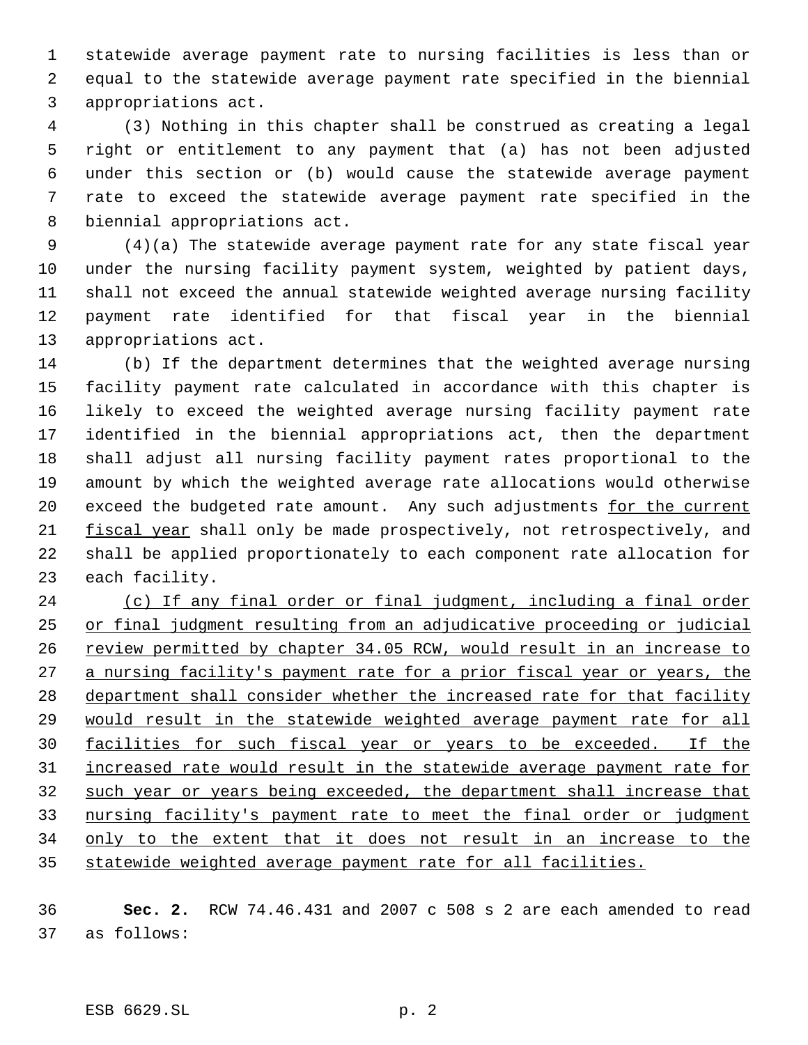statewide average payment rate to nursing facilities is less than or equal to the statewide average payment rate specified in the biennial appropriations act.

(3) Nothing in this chapter shall be construed as creating a legal right or entitlement to any payment that (a) has not been adjusted under this section or (b) would cause the statewide average payment rate to exceed the statewide average payment rate specified in the biennial appropriations act.

(4)(a) The statewide average payment rate for any state fiscal year under the nursing facility payment system, weighted by patient days, shall not exceed the annual statewide weighted average nursing facility payment rate identified for that fiscal year in the biennial appropriations act.

(b) If the department determines that the weighted average nursing facility payment rate calculated in accordance with this chapter is likely to exceed the weighted average nursing facility payment rate identified in the biennial appropriations act, then the department shall adjust all nursing facility payment rates proportional to the amount by which the weighted average rate allocations would otherwise exceed the budgeted rate amount. Any such adjustments <u>for the current fiscal year</u> shall only be made prospectively, not retrospectively, and shall be applied proportionately to each component rate allocation for each facility.

<u>(c) If any final order or final judgment, including a final order or final judgment resulting from an adjudicative proceeding or judicial review permitted by chapter 34.05 RCW, would result in an increase to a nursing facility's payment rate for a prior fiscal year or years, the department shall consider whether the increased rate for that facility would result in the statewide weighted average payment rate for all facilities for such fiscal year or years to be exceeded. If the increased rate would result in the statewide average payment rate for such year or years being exceeded, the department shall increase that nursing facility's payment rate to meet the final order or judgment only to the extent that it does not result in an increase to the statewide weighted average payment rate for all facilities.</u>

**Sec. 2.** RCW 74.46.431 and 2007 c 508 s 2 are each amended to read as follows: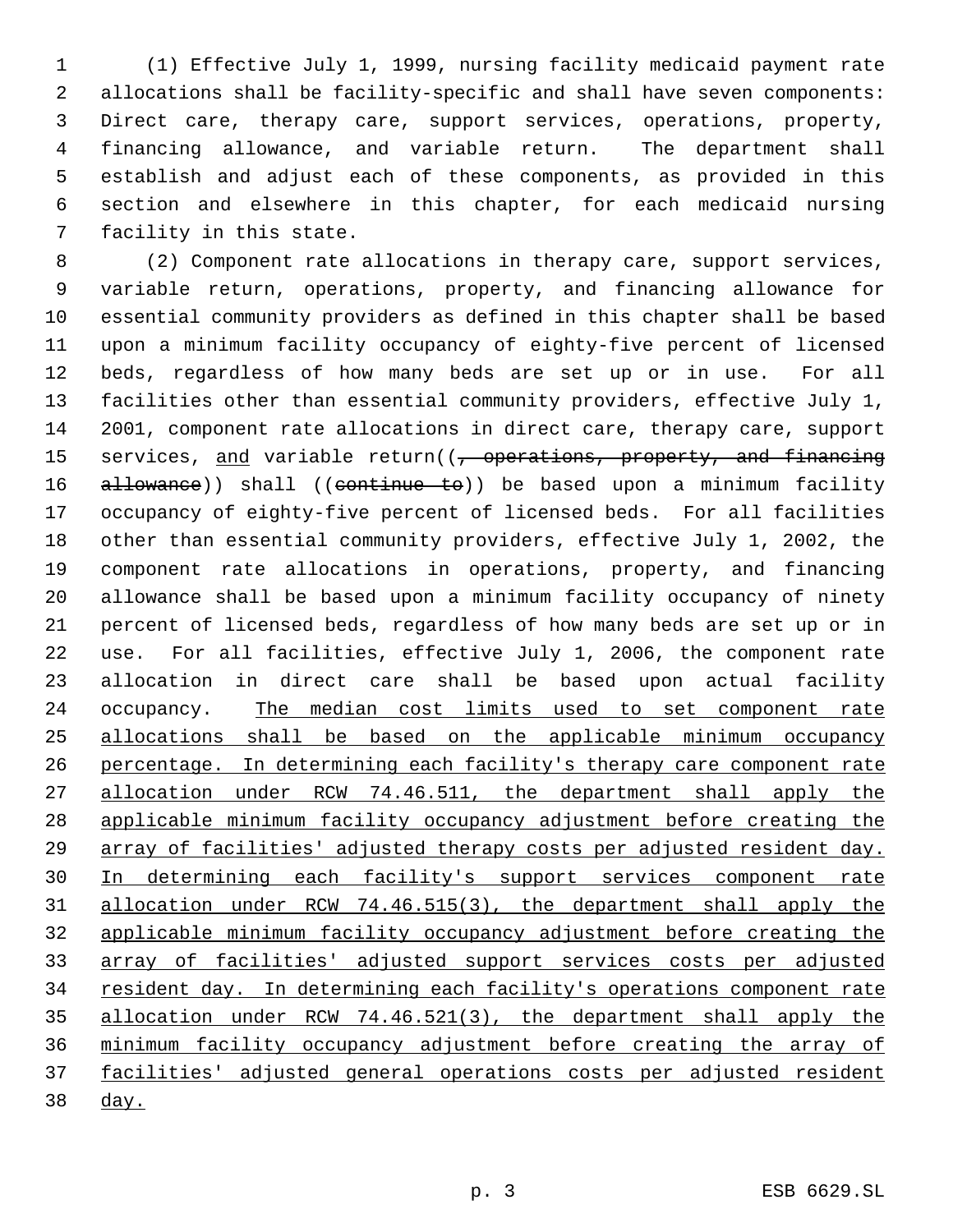(1) Effective July 1, 1999, nursing facility medicaid payment rate allocations shall be facility-specific and shall have seven components: Direct care, therapy care, support services, operations, property, financing allowance, and variable return. The department shall establish and adjust each of these components, as provided in this section and elsewhere in this chapter, for each medicaid nursing facility in this state.

(2) Component rate allocations in therapy care, support services, variable return, operations, property, and financing allowance for essential community providers as defined in this chapter shall be based upon a minimum facility occupancy of eighty-five percent of licensed beds, regardless of how many beds are set up or in use. For all facilities other than essential community providers, effective July 1, 2001, component rate allocations in direct care, therapy care, support services, <u>and</u> variable return((~~, operations, property, and financing allowance~~)) shall ((~~continue to~~)) be based upon a minimum facility occupancy of eighty-five percent of licensed beds. For all facilities other than essential community providers, effective July 1, 2002, the component rate allocations in operations, property, and financing allowance shall be based upon a minimum facility occupancy of ninety percent of licensed beds, regardless of how many beds are set up or in use. For all facilities, effective July 1, 2006, the component rate allocation in direct care shall be based upon actual facility occupancy. <u>The median cost limits used to set component rate allocations shall be based on the applicable minimum occupancy percentage. In determining each facility's therapy care component rate allocation under RCW 74.46.511, the department shall apply the applicable minimum facility occupancy adjustment before creating the array of facilities' adjusted therapy costs per adjusted resident day. In determining each facility's support services component rate allocation under RCW 74.46.515(3), the department shall apply the applicable minimum facility occupancy adjustment before creating the array of facilities' adjusted support services costs per adjusted resident day. In determining each facility's operations component rate allocation under RCW 74.46.521(3), the department shall apply the minimum facility occupancy adjustment before creating the array of facilities' adjusted general operations costs per adjusted resident day.</u>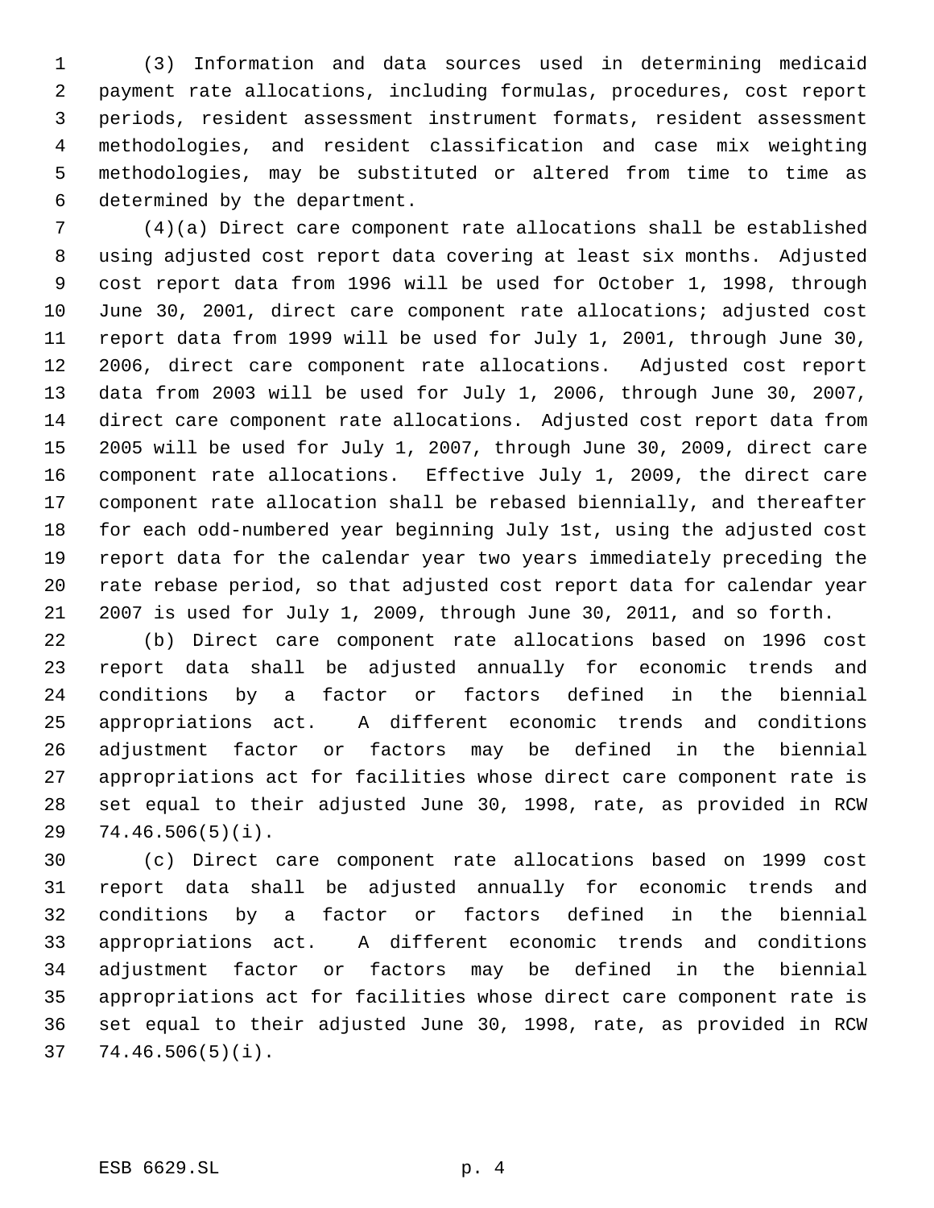(3) Information and data sources used in determining medicaid payment rate allocations, including formulas, procedures, cost report periods, resident assessment instrument formats, resident assessment methodologies, and resident classification and case mix weighting methodologies, may be substituted or altered from time to time as determined by the department.

(4)(a) Direct care component rate allocations shall be established using adjusted cost report data covering at least six months. Adjusted cost report data from 1996 will be used for October 1, 1998, through June 30, 2001, direct care component rate allocations; adjusted cost report data from 1999 will be used for July 1, 2001, through June 30, 2006, direct care component rate allocations. Adjusted cost report data from 2003 will be used for July 1, 2006, through June 30, 2007, direct care component rate allocations. Adjusted cost report data from 2005 will be used for July 1, 2007, through June 30, 2009, direct care component rate allocations. Effective July 1, 2009, the direct care component rate allocation shall be rebased biennially, and thereafter for each odd-numbered year beginning July 1st, using the adjusted cost report data for the calendar year two years immediately preceding the rate rebase period, so that adjusted cost report data for calendar year 2007 is used for July 1, 2009, through June 30, 2011, and so forth.

(b) Direct care component rate allocations based on 1996 cost report data shall be adjusted annually for economic trends and conditions by a factor or factors defined in the biennial appropriations act. A different economic trends and conditions adjustment factor or factors may be defined in the biennial appropriations act for facilities whose direct care component rate is set equal to their adjusted June 30, 1998, rate, as provided in RCW 74.46.506(5)(i).

(c) Direct care component rate allocations based on 1999 cost report data shall be adjusted annually for economic trends and conditions by a factor or factors defined in the biennial appropriations act. A different economic trends and conditions adjustment factor or factors may be defined in the biennial appropriations act for facilities whose direct care component rate is set equal to their adjusted June 30, 1998, rate, as provided in RCW 74.46.506(5)(i).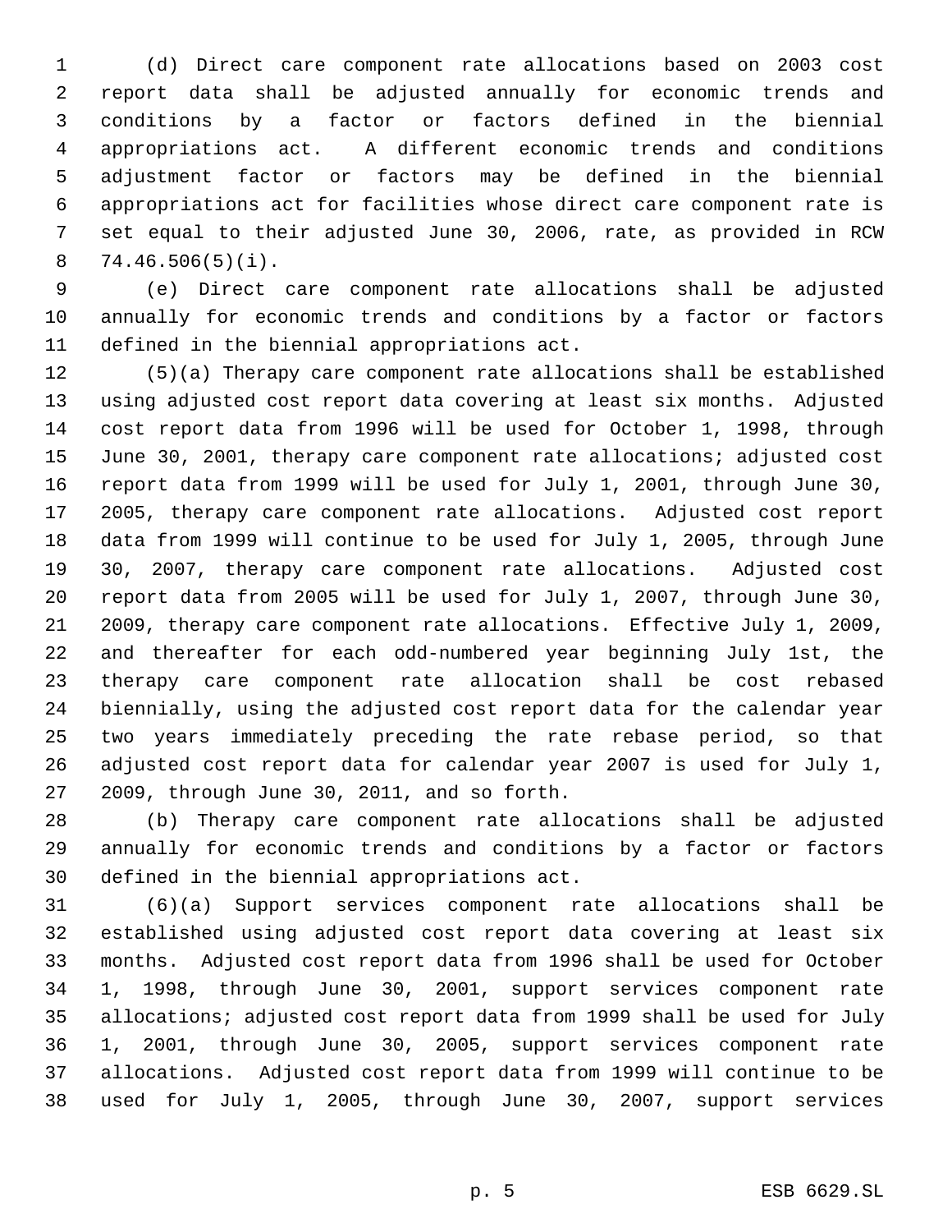(d) Direct care component rate allocations based on 2003 cost report data shall be adjusted annually for economic trends and conditions by a factor or factors defined in the biennial appropriations act. A different economic trends and conditions adjustment factor or factors may be defined in the biennial appropriations act for facilities whose direct care component rate is set equal to their adjusted June 30, 2006, rate, as provided in RCW 74.46.506(5)(i).

(e) Direct care component rate allocations shall be adjusted annually for economic trends and conditions by a factor or factors defined in the biennial appropriations act.

(5)(a) Therapy care component rate allocations shall be established using adjusted cost report data covering at least six months. Adjusted cost report data from 1996 will be used for October 1, 1998, through June 30, 2001, therapy care component rate allocations; adjusted cost report data from 1999 will be used for July 1, 2001, through June 30, 2005, therapy care component rate allocations. Adjusted cost report data from 1999 will continue to be used for July 1, 2005, through June 30, 2007, therapy care component rate allocations. Adjusted cost report data from 2005 will be used for July 1, 2007, through June 30, 2009, therapy care component rate allocations. Effective July 1, 2009, and thereafter for each odd-numbered year beginning July 1st, the therapy care component rate allocation shall be cost rebased biennially, using the adjusted cost report data for the calendar year two years immediately preceding the rate rebase period, so that adjusted cost report data for calendar year 2007 is used for July 1, 2009, through June 30, 2011, and so forth.

(b) Therapy care component rate allocations shall be adjusted annually for economic trends and conditions by a factor or factors defined in the biennial appropriations act.

(6)(a) Support services component rate allocations shall be established using adjusted cost report data covering at least six months. Adjusted cost report data from 1996 shall be used for October 1, 1998, through June 30, 2001, support services component rate allocations; adjusted cost report data from 1999 shall be used for July 1, 2001, through June 30, 2005, support services component rate allocations. Adjusted cost report data from 1999 will continue to be used for July 1, 2005, through June 30, 2007, support services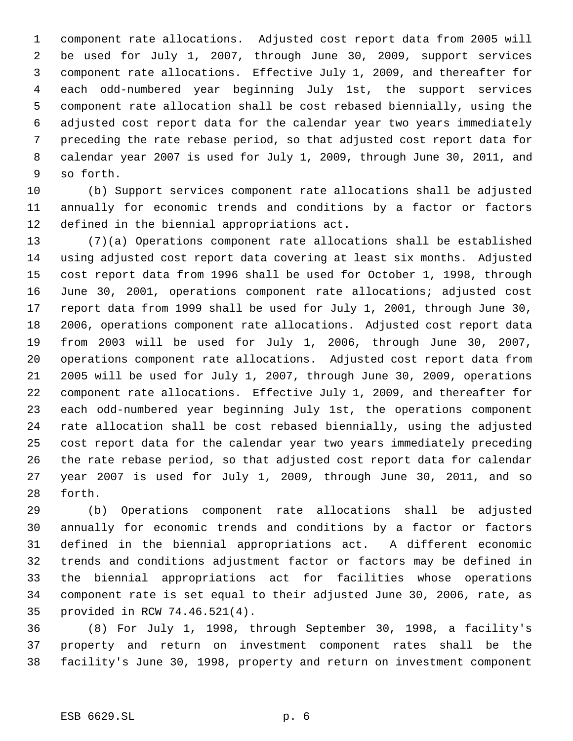component rate allocations. Adjusted cost report data from 2005 will be used for July 1, 2007, through June 30, 2009, support services component rate allocations. Effective July 1, 2009, and thereafter for each odd-numbered year beginning July 1st, the support services component rate allocation shall be cost rebased biennially, using the adjusted cost report data for the calendar year two years immediately preceding the rate rebase period, so that adjusted cost report data for calendar year 2007 is used for July 1, 2009, through June 30, 2011, and so forth.

(b) Support services component rate allocations shall be adjusted annually for economic trends and conditions by a factor or factors defined in the biennial appropriations act.

(7)(a) Operations component rate allocations shall be established using adjusted cost report data covering at least six months. Adjusted cost report data from 1996 shall be used for October 1, 1998, through June 30, 2001, operations component rate allocations; adjusted cost report data from 1999 shall be used for July 1, 2001, through June 30, 2006, operations component rate allocations. Adjusted cost report data from 2003 will be used for July 1, 2006, through June 30, 2007, operations component rate allocations. Adjusted cost report data from 2005 will be used for July 1, 2007, through June 30, 2009, operations component rate allocations. Effective July 1, 2009, and thereafter for each odd-numbered year beginning July 1st, the operations component rate allocation shall be cost rebased biennially, using the adjusted cost report data for the calendar year two years immediately preceding the rate rebase period, so that adjusted cost report data for calendar year 2007 is used for July 1, 2009, through June 30, 2011, and so forth.

(b) Operations component rate allocations shall be adjusted annually for economic trends and conditions by a factor or factors defined in the biennial appropriations act. A different economic trends and conditions adjustment factor or factors may be defined in the biennial appropriations act for facilities whose operations component rate is set equal to their adjusted June 30, 2006, rate, as provided in RCW 74.46.521(4).

(8) For July 1, 1998, through September 30, 1998, a facility's property and return on investment component rates shall be the facility's June 30, 1998, property and return on investment component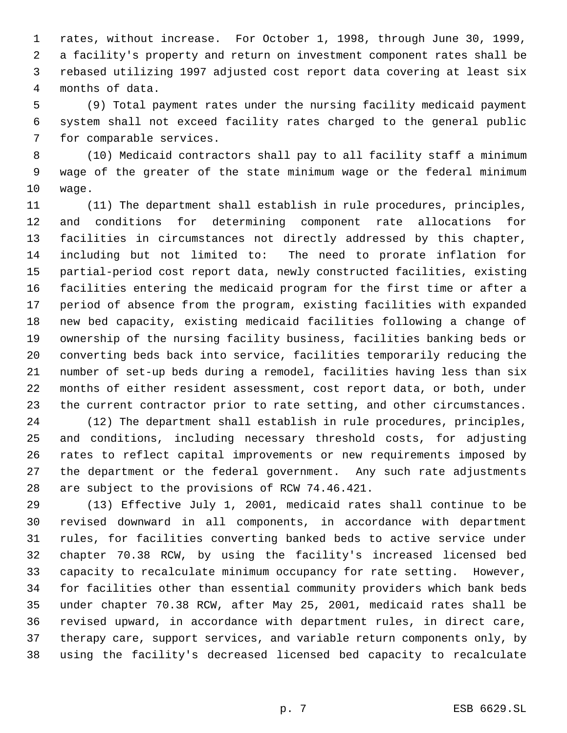rates, without increase. For October 1, 1998, through June 30, 1999, a facility's property and return on investment component rates shall be rebased utilizing 1997 adjusted cost report data covering at least six months of data.

(9) Total payment rates under the nursing facility medicaid payment system shall not exceed facility rates charged to the general public for comparable services.

(10) Medicaid contractors shall pay to all facility staff a minimum wage of the greater of the state minimum wage or the federal minimum wage.

(11) The department shall establish in rule procedures, principles, and conditions for determining component rate allocations for facilities in circumstances not directly addressed by this chapter, including but not limited to: The need to prorate inflation for partial-period cost report data, newly constructed facilities, existing facilities entering the medicaid program for the first time or after a period of absence from the program, existing facilities with expanded new bed capacity, existing medicaid facilities following a change of ownership of the nursing facility business, facilities banking beds or converting beds back into service, facilities temporarily reducing the number of set-up beds during a remodel, facilities having less than six months of either resident assessment, cost report data, or both, under the current contractor prior to rate setting, and other circumstances.

(12) The department shall establish in rule procedures, principles, and conditions, including necessary threshold costs, for adjusting rates to reflect capital improvements or new requirements imposed by the department or the federal government. Any such rate adjustments are subject to the provisions of RCW 74.46.421.

(13) Effective July 1, 2001, medicaid rates shall continue to be revised downward in all components, in accordance with department rules, for facilities converting banked beds to active service under chapter 70.38 RCW, by using the facility's increased licensed bed capacity to recalculate minimum occupancy for rate setting. However, for facilities other than essential community providers which bank beds under chapter 70.38 RCW, after May 25, 2001, medicaid rates shall be revised upward, in accordance with department rules, in direct care, therapy care, support services, and variable return components only, by using the facility's decreased licensed bed capacity to recalculate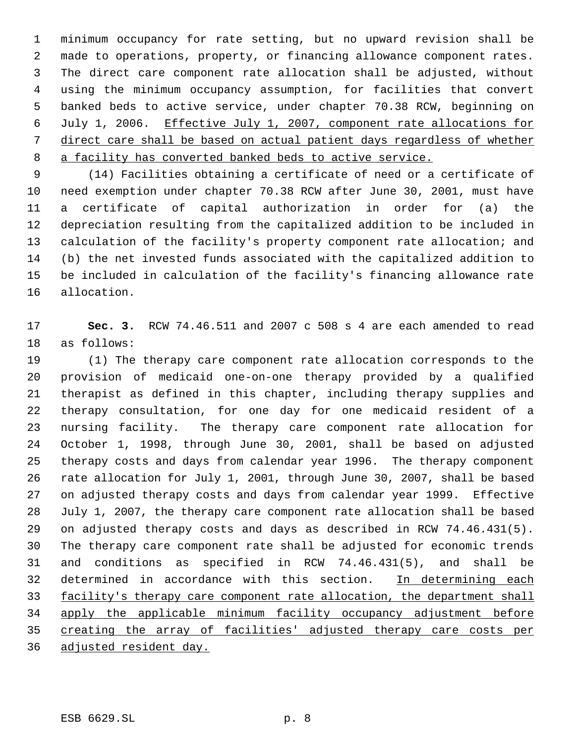minimum occupancy for rate setting, but no upward revision shall be made to operations, property, or financing allowance component rates. The direct care component rate allocation shall be adjusted, without using the minimum occupancy assumption, for facilities that convert banked beds to active service, under chapter 70.38 RCW, beginning on July 1, 2006. Effective July 1, 2007, component rate allocations for direct care shall be based on actual patient days regardless of whether a facility has converted banked beds to active service.

(14) Facilities obtaining a certificate of need or a certificate of need exemption under chapter 70.38 RCW after June 30, 2001, must have a certificate of capital authorization in order for (a) the depreciation resulting from the capitalized addition to be included in calculation of the facility's property component rate allocation; and (b) the net invested funds associated with the capitalized addition to be included in calculation of the facility's financing allowance rate allocation.

**Sec. 3.** RCW 74.46.511 and 2007 c 508 s 4 are each amended to read as follows:

(1) The therapy care component rate allocation corresponds to the provision of medicaid one-on-one therapy provided by a qualified therapist as defined in this chapter, including therapy supplies and therapy consultation, for one day for one medicaid resident of a nursing facility. The therapy care component rate allocation for October 1, 1998, through June 30, 2001, shall be based on adjusted therapy costs and days from calendar year 1996. The therapy component rate allocation for July 1, 2001, through June 30, 2007, shall be based on adjusted therapy costs and days from calendar year 1999. Effective July 1, 2007, the therapy care component rate allocation shall be based on adjusted therapy costs and days as described in RCW 74.46.431(5). The therapy care component rate shall be adjusted for economic trends and conditions as specified in RCW 74.46.431(5), and shall be determined in accordance with this section. In determining each facility's therapy care component rate allocation, the department shall apply the applicable minimum facility occupancy adjustment before creating the array of facilities' adjusted therapy care costs per adjusted resident day.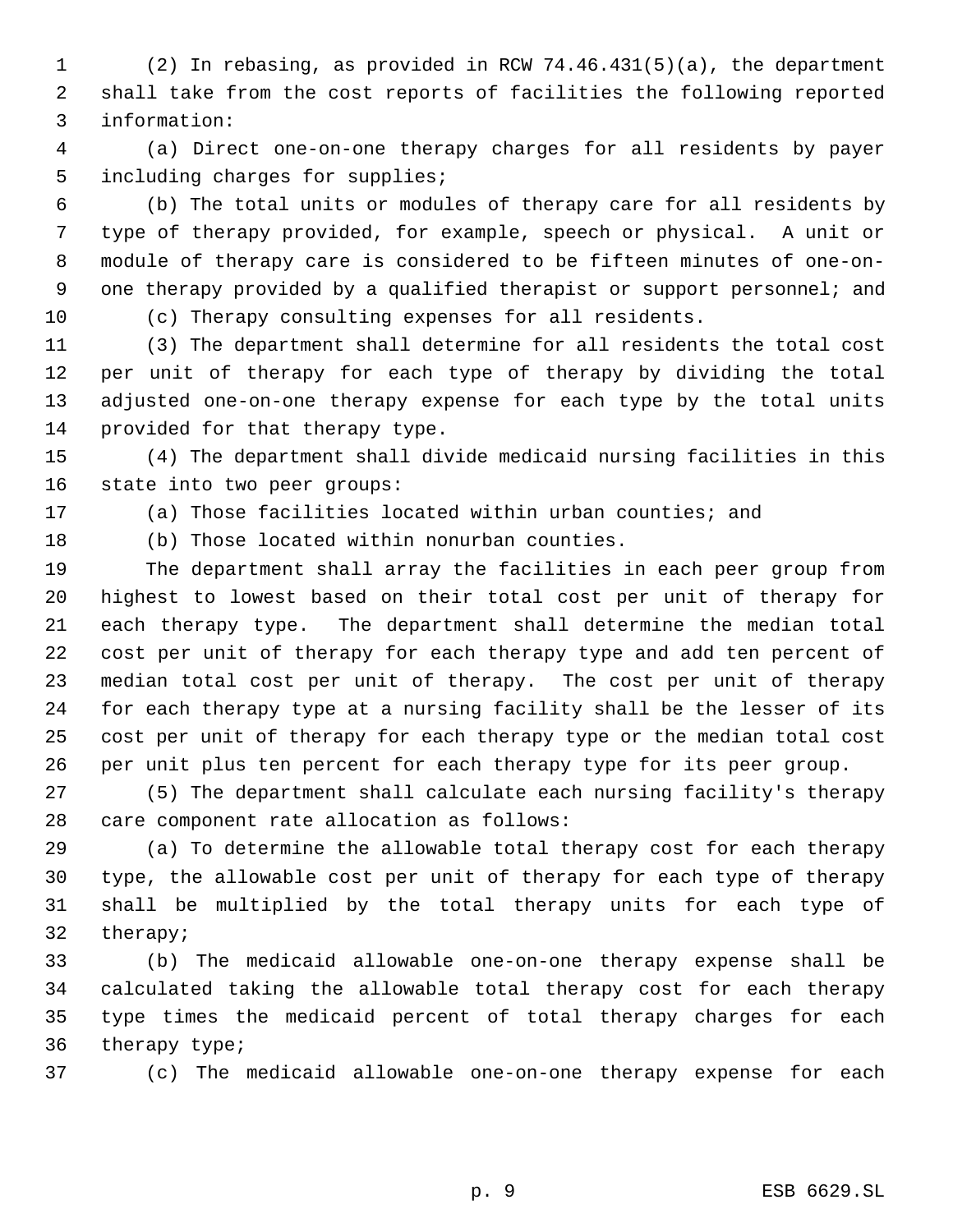(2) In rebasing, as provided in RCW 74.46.431(5)(a), the department shall take from the cost reports of facilities the following reported information:

(a) Direct one-on-one therapy charges for all residents by payer including charges for supplies;

(b) The total units or modules of therapy care for all residents by type of therapy provided, for example, speech or physical. A unit or module of therapy care is considered to be fifteen minutes of one-on-one therapy provided by a qualified therapist or support personnel; and

(c) Therapy consulting expenses for all residents.

(3) The department shall determine for all residents the total cost per unit of therapy for each type of therapy by dividing the total adjusted one-on-one therapy expense for each type by the total units provided for that therapy type.

(4) The department shall divide medicaid nursing facilities in this state into two peer groups:

(a) Those facilities located within urban counties; and

(b) Those located within nonurban counties.

The department shall array the facilities in each peer group from highest to lowest based on their total cost per unit of therapy for each therapy type. The department shall determine the median total cost per unit of therapy for each therapy type and add ten percent of median total cost per unit of therapy. The cost per unit of therapy for each therapy type at a nursing facility shall be the lesser of its cost per unit of therapy for each therapy type or the median total cost per unit plus ten percent for each therapy type for its peer group.

(5) The department shall calculate each nursing facility's therapy care component rate allocation as follows:

(a) To determine the allowable total therapy cost for each therapy type, the allowable cost per unit of therapy for each type of therapy shall be multiplied by the total therapy units for each type of therapy;

(b) The medicaid allowable one-on-one therapy expense shall be calculated taking the allowable total therapy cost for each therapy type times the medicaid percent of total therapy charges for each therapy type;

(c) The medicaid allowable one-on-one therapy expense for each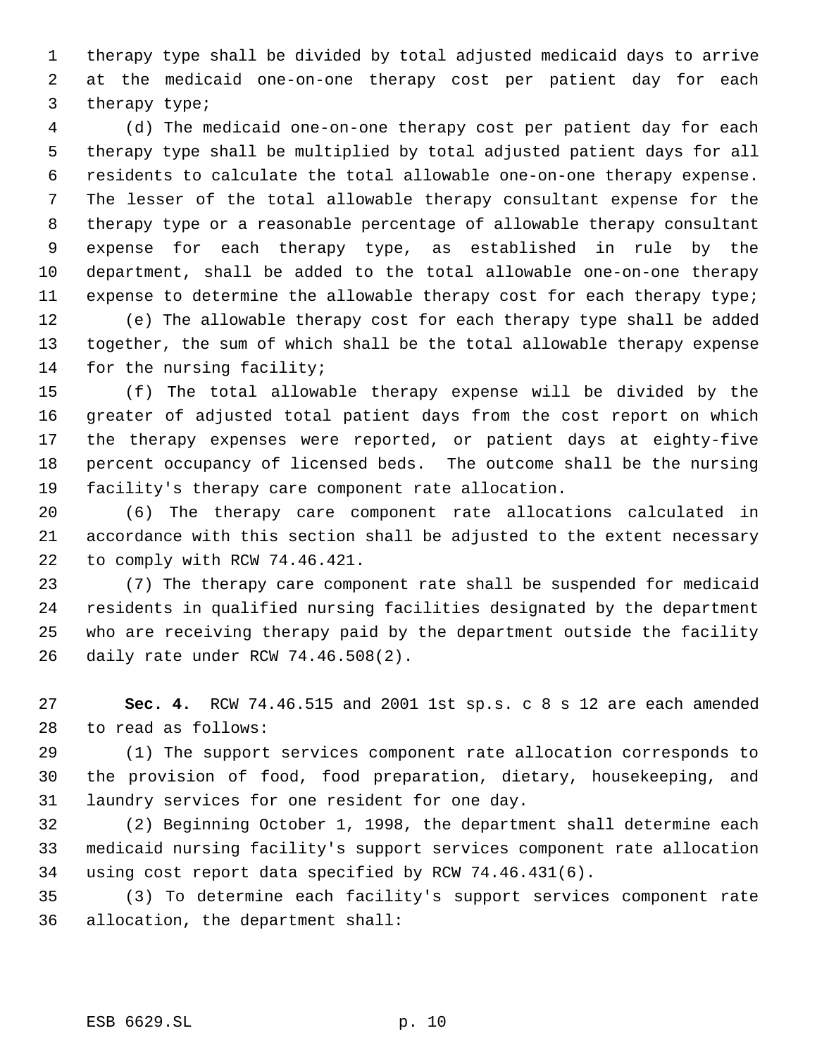therapy type shall be divided by total adjusted medicaid days to arrive at the medicaid one-on-one therapy cost per patient day for each therapy type;

(d) The medicaid one-on-one therapy cost per patient day for each therapy type shall be multiplied by total adjusted patient days for all residents to calculate the total allowable one-on-one therapy expense. The lesser of the total allowable therapy consultant expense for the therapy type or a reasonable percentage of allowable therapy consultant expense for each therapy type, as established in rule by the department, shall be added to the total allowable one-on-one therapy expense to determine the allowable therapy cost for each therapy type;

(e) The allowable therapy cost for each therapy type shall be added together, the sum of which shall be the total allowable therapy expense for the nursing facility;

(f) The total allowable therapy expense will be divided by the greater of adjusted total patient days from the cost report on which the therapy expenses were reported, or patient days at eighty-five percent occupancy of licensed beds. The outcome shall be the nursing facility's therapy care component rate allocation.

(6) The therapy care component rate allocations calculated in accordance with this section shall be adjusted to the extent necessary to comply with RCW 74.46.421.

(7) The therapy care component rate shall be suspended for medicaid residents in qualified nursing facilities designated by the department who are receiving therapy paid by the department outside the facility daily rate under RCW 74.46.508(2).

**Sec. 4.** RCW 74.46.515 and 2001 1st sp.s. c 8 s 12 are each amended to read as follows:

(1) The support services component rate allocation corresponds to the provision of food, food preparation, dietary, housekeeping, and laundry services for one resident for one day.

(2) Beginning October 1, 1998, the department shall determine each medicaid nursing facility's support services component rate allocation using cost report data specified by RCW 74.46.431(6).

(3) To determine each facility's support services component rate allocation, the department shall: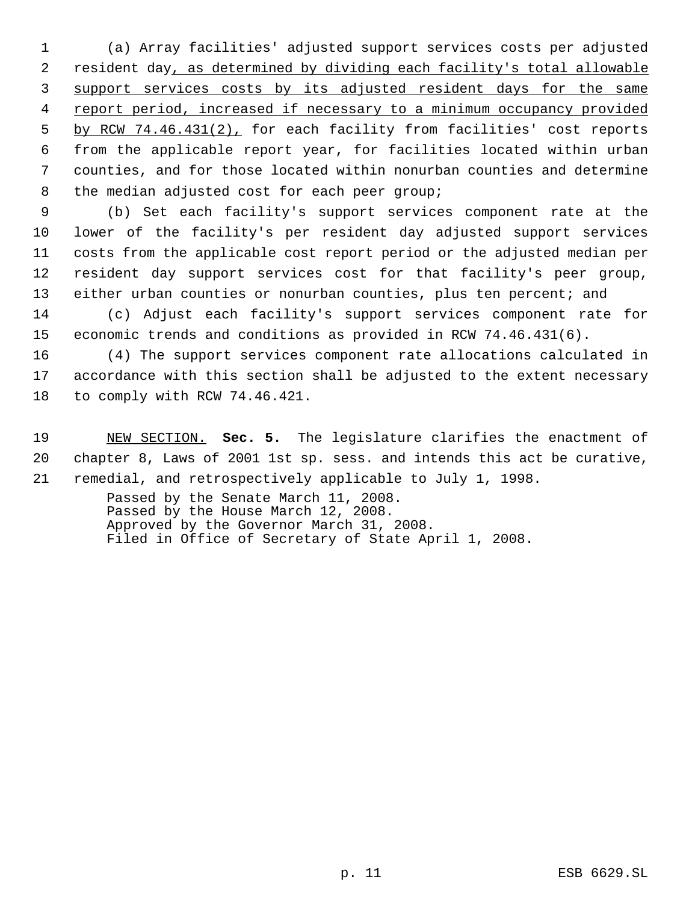(a) Array facilities' adjusted support services costs per adjusted resident day, as determined by dividing each facility's total allowable support services costs by its adjusted resident days for the same report period, increased if necessary to a minimum occupancy provided by RCW 74.46.431(2), for each facility from facilities' cost reports from the applicable report year, for facilities located within urban counties, and for those located within nonurban counties and determine the median adjusted cost for each peer group;

(b) Set each facility's support services component rate at the lower of the facility's per resident day adjusted support services costs from the applicable cost report period or the adjusted median per resident day support services cost for that facility's peer group, either urban counties or nonurban counties, plus ten percent; and

(c) Adjust each facility's support services component rate for economic trends and conditions as provided in RCW 74.46.431(6).

(4) The support services component rate allocations calculated in accordance with this section shall be adjusted to the extent necessary to comply with RCW 74.46.421.

NEW SECTION. **Sec. 5.** The legislature clarifies the enactment of chapter 8, Laws of 2001 1st sp. sess. and intends this act be curative, remedial, and retrospectively applicable to July 1, 1998.

Passed by the Senate March 11, 2008.
Passed by the House March 12, 2008.
Approved by the Governor March 31, 2008.
Filed in Office of Secretary of State April 1, 2008.